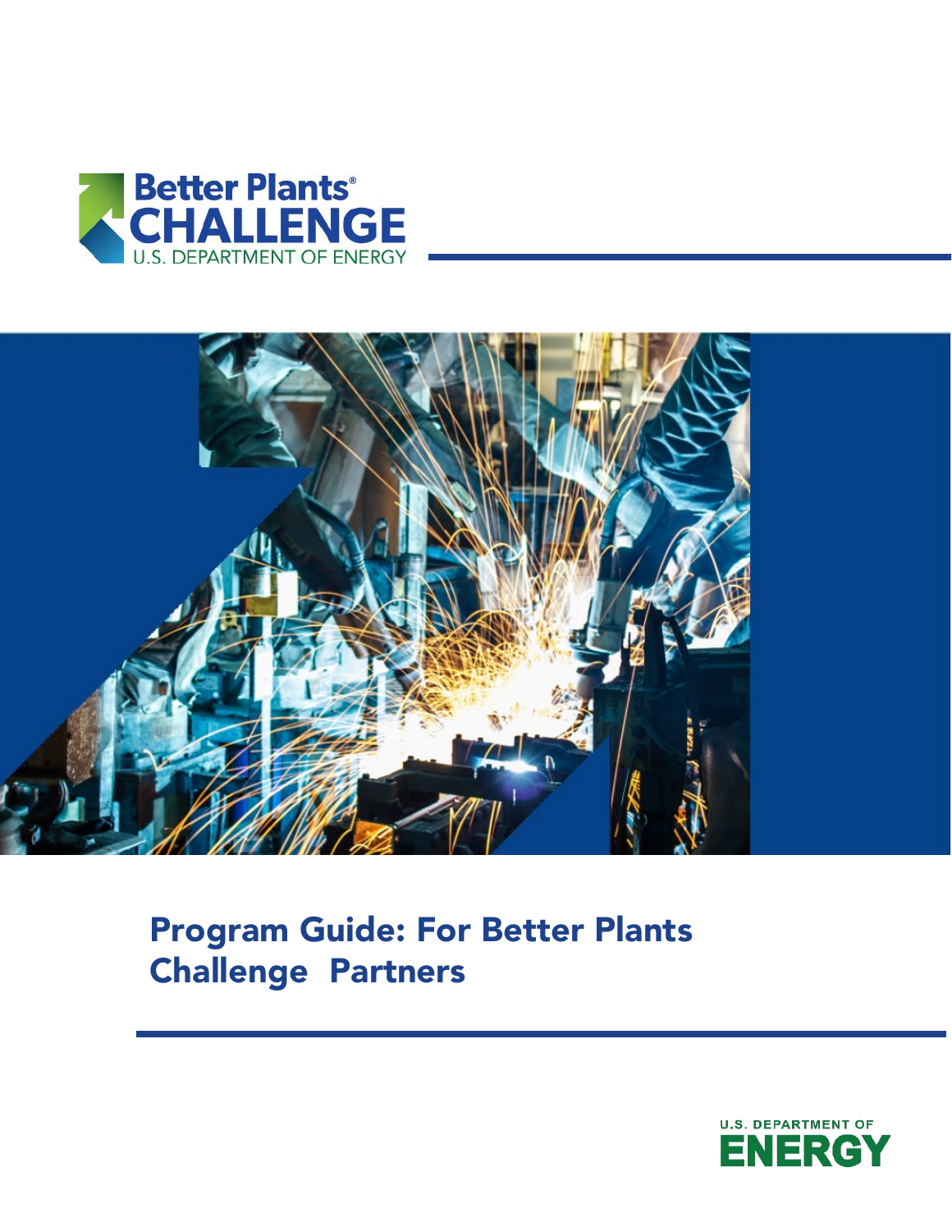Better Plants®
CHALLENGE
U.S. DEPARTMENT OF ENERGY

# Program Guide: For Better Plants Challenge Partners

U.S. DEPARTMENT OF ENERGY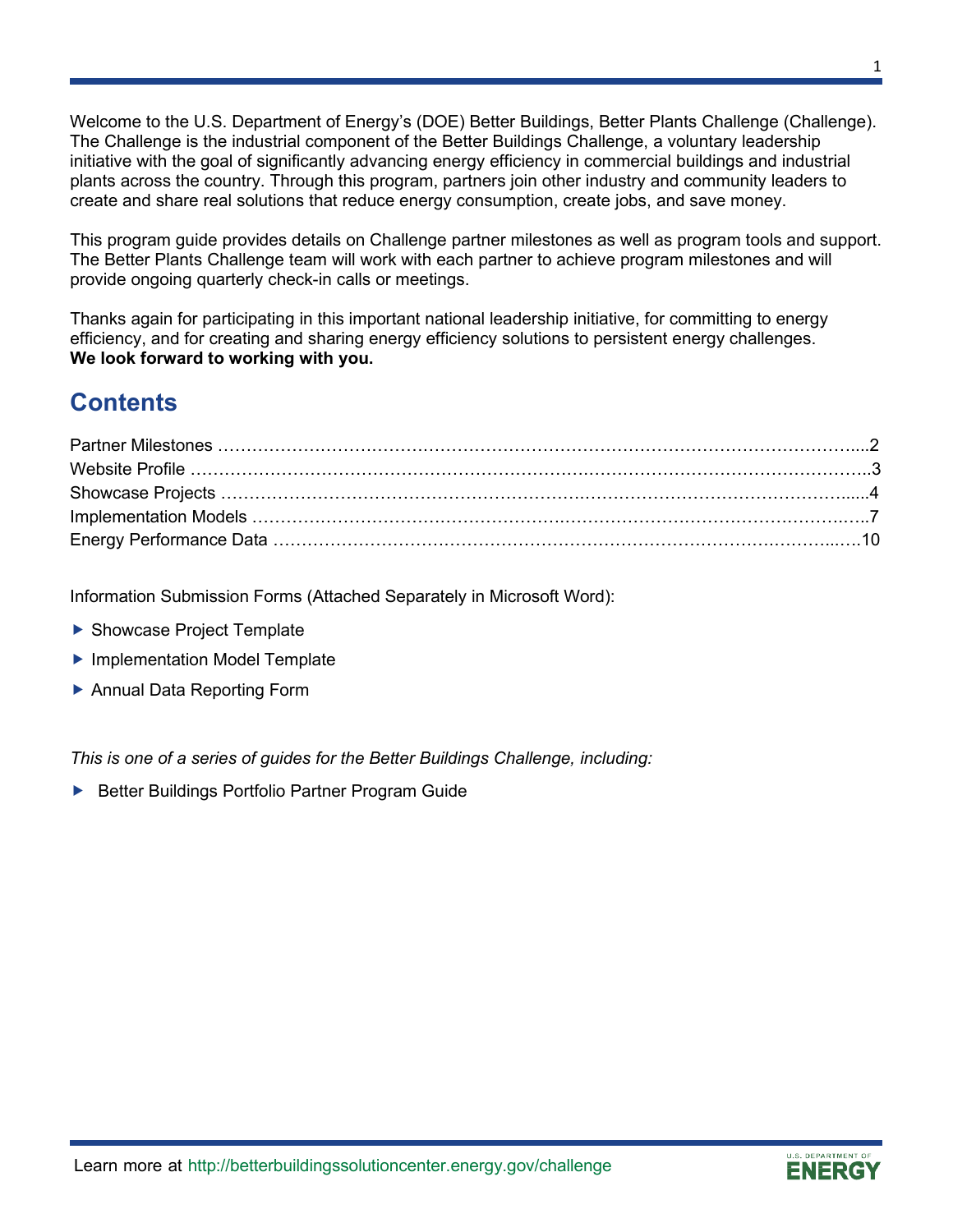Welcome to the U.S. Department of Energy's (DOE) Better Buildings, Better Plants Challenge (Challenge). The Challenge is the industrial component of the Better Buildings Challenge, a voluntary leadership initiative with the goal of significantly advancing energy efficiency in commercial buildings and industrial plants across the country. Through this program, partners join other industry and community leaders to create and share real solutions that reduce energy consumption, create jobs, and save money.

This program guide provides details on Challenge partner milestones as well as program tools and support. The Better Plants Challenge team will work with each partner to achieve program milestones and will provide ongoing quarterly check-in calls or meetings.

Thanks again for participating in this important national leadership initiative, for committing to energy efficiency, and for creating and sharing energy efficiency solutions to persistent energy challenges. **We look forward to working with you.**

## Contents

Partner Milestones ....2
Website Profile ....3
Showcase Projects ....4
Implementation Models ....7
Energy Performance Data ....10

Information Submission Forms (Attached Separately in Microsoft Word):

- Showcase Project Template
- Implementation Model Template
- Annual Data Reporting Form

*This is one of a series of guides for the Better Buildings Challenge, including:*

- Better Buildings Portfolio Partner Program Guide

Learn more at http://betterbuildingssolutioncenter.energy.gov/challenge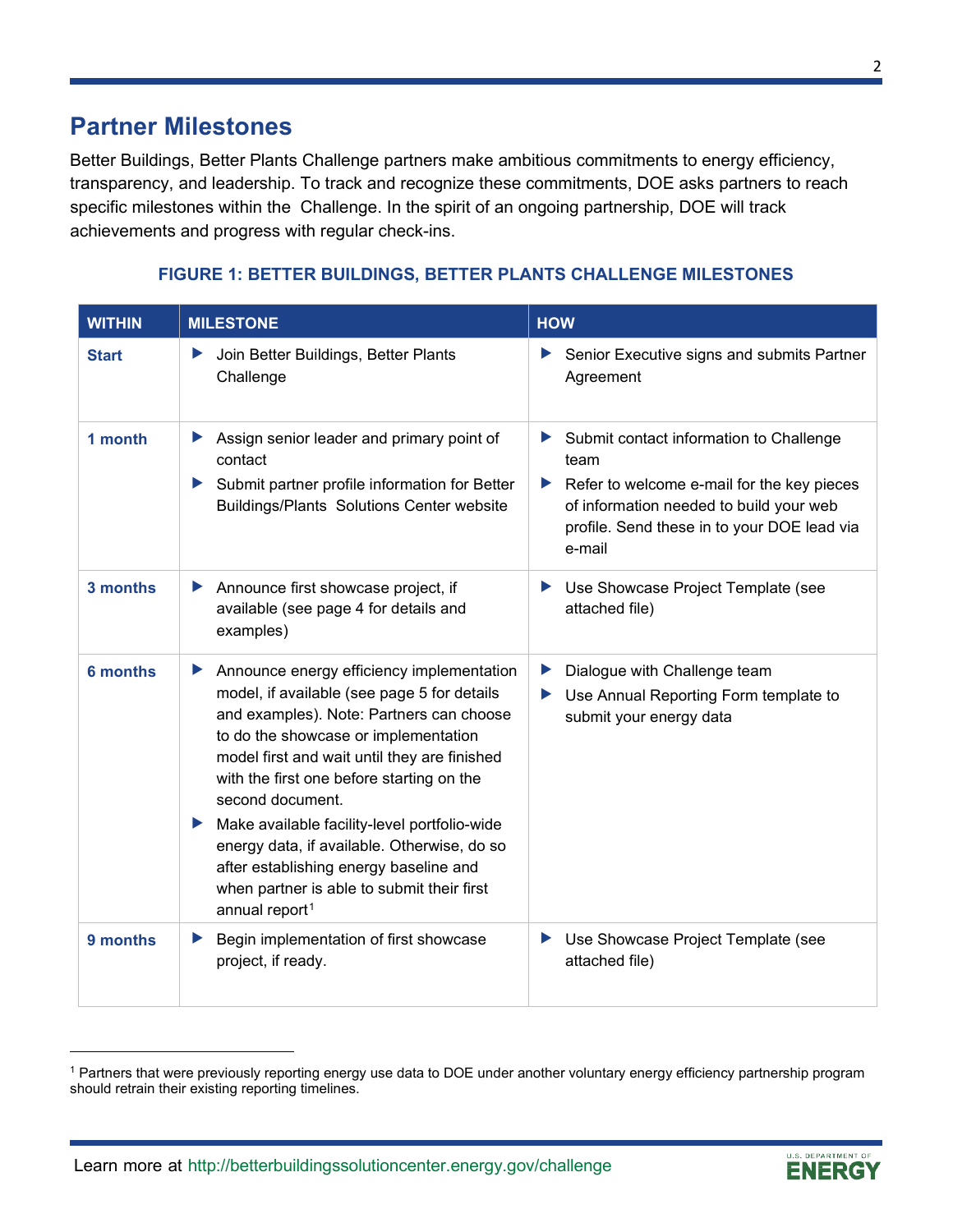## Partner Milestones

Better Buildings, Better Plants Challenge partners make ambitious commitments to energy efficiency, transparency, and leadership. To track and recognize these commitments, DOE asks partners to reach specific milestones within the  Challenge. In the spirit of an ongoing partnership, DOE will track achievements and progress with regular check-ins.

**FIGURE 1: BETTER BUILDINGS, BETTER PLANTS CHALLENGE MILESTONES**

| WITHIN | MILESTONE | HOW |
|---|---|---|
| **Start** | ▶ Join Better Buildings, Better Plants Challenge | ▶ Senior Executive signs and submits Partner Agreement |
| **1 month** | ▶ Assign senior leader and primary point of contact<br>▶ Submit partner profile information for Better Buildings/Plants  Solutions Center website | ▶ Submit contact information to Challenge team<br>▶ Refer to welcome e-mail for the key pieces of information needed to build your web profile. Send these in to your DOE lead via e-mail |
| **3 months** | ▶ Announce first showcase project, if available (see page 4 for details and examples) | ▶ Use Showcase Project Template (see attached file) |
| **6 months** | ▶ Announce energy efficiency implementation model, if available (see page 5 for details and examples). Note: Partners can choose to do the showcase or implementation model first and wait until they are finished with the first one before starting on the second document.<br>▶ Make available facility-level portfolio-wide energy data, if available. Otherwise, do so after establishing energy baseline and when partner is able to submit their first annual report[1] | ▶ Dialogue with Challenge team<br>▶ Use Annual Reporting Form template to submit your energy data |
| **9 months** | ▶ Begin implementation of first showcase project, if ready. | ▶ Use Showcase Project Template (see attached file) |

[1] Partners that were previously reporting energy use data to DOE under another voluntary energy efficiency partnership program should retrain their existing reporting timelines.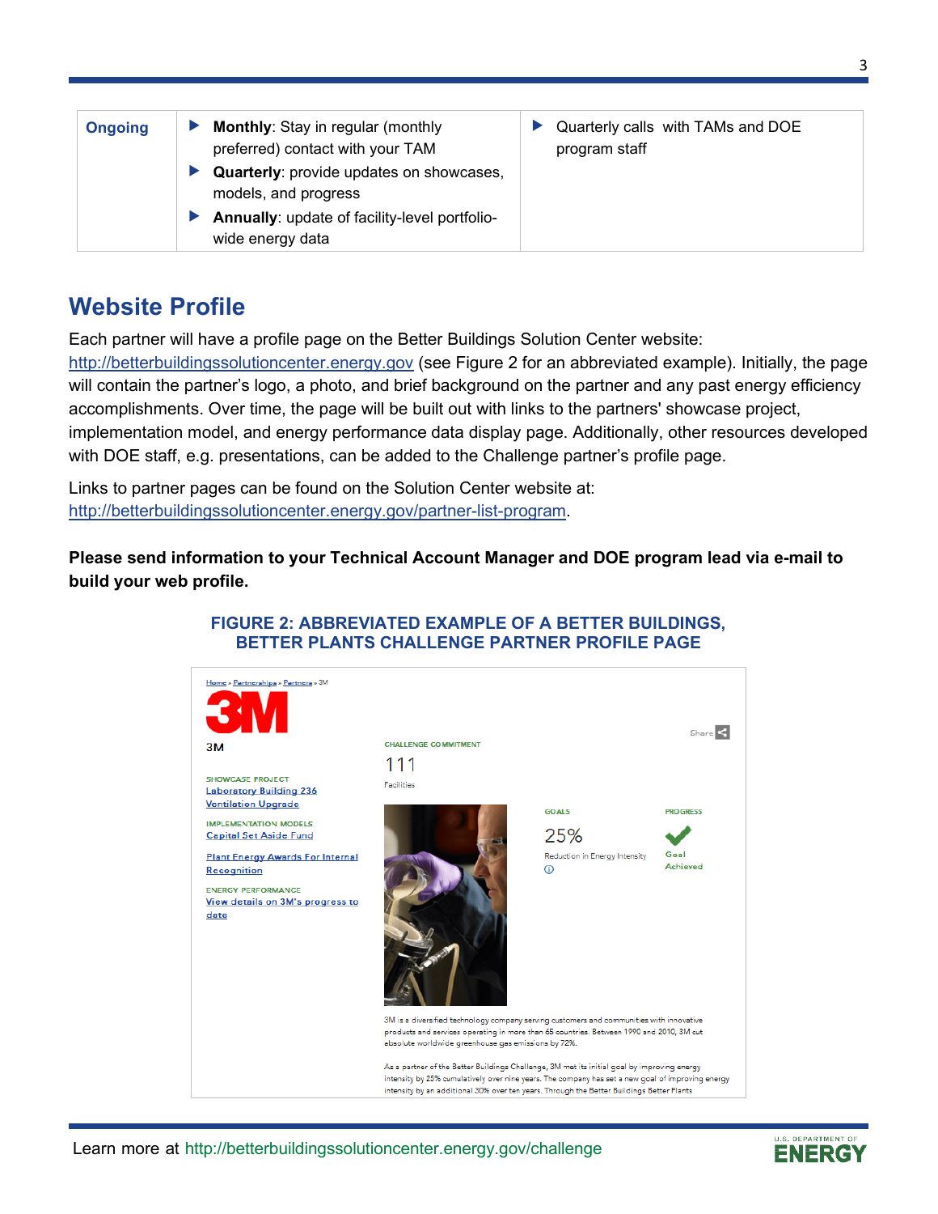| Ongoing | ▶ **Monthly**: Stay in regular (monthly preferred) contact with your TAM<br>▶ **Quarterly**: provide updates on showcases, models, and progress<br>▶ **Annually**: update of facility-level portfolio-wide energy data | ▶ Quarterly calls with TAMs and DOE program staff |
|---|---|---|

## Website Profile

Each partner will have a profile page on the Better Buildings Solution Center website: http://betterbuildingssolutioncenter.energy.gov (see Figure 2 for an abbreviated example). Initially, the page will contain the partner's logo, a photo, and brief background on the partner and any past energy efficiency accomplishments. Over time, the page will be built out with links to the partners' showcase project, implementation model, and energy performance data display page. Additionally, other resources developed with DOE staff, e.g. presentations, can be added to the Challenge partner's profile page.

Links to partner pages can be found on the Solution Center website at: http://betterbuildingssolutioncenter.energy.gov/partner-list-program.

**Please send information to your Technical Account Manager and DOE program lead via e-mail to build your web profile.**

**FIGURE 2: ABBREVIATED EXAMPLE OF A BETTER BUILDINGS, BETTER PLANTS CHALLENGE PARTNER PROFILE PAGE**

Home » Partnerships » Partners » 3M

3M

3M

SHOWCASE PROJECT
Laboratory Building 236 Ventilation Upgrade

IMPLEMENTATION MODELS
Capital Set Aside Fund

Plant Energy Awards For Internal Recognition

ENERGY PERFORMANCE
View details on 3M's progress to date

Share

CHALLENGE COMMITMENT
111
Facilities

GOALS
25%
Reduction in Energy Intensity

PROGRESS
Goal Achieved

3M is a diversified technology company serving customers and communities with innovative products and services operating in more than 65 countries. Between 1990 and 2010, 3M cut absolute worldwide greenhouse gas emissions by 72%.

As a partner of the Better Buildings Challenge, 3M met its initial goal by improving energy intensity by 25% cumulatively over nine years. The company has set a new goal of improving energy intensity by an additional 30% over ten years. Through the Better Buildings Better Plants

Learn more at http://betterbuildingssolutioncenter.energy.gov/challenge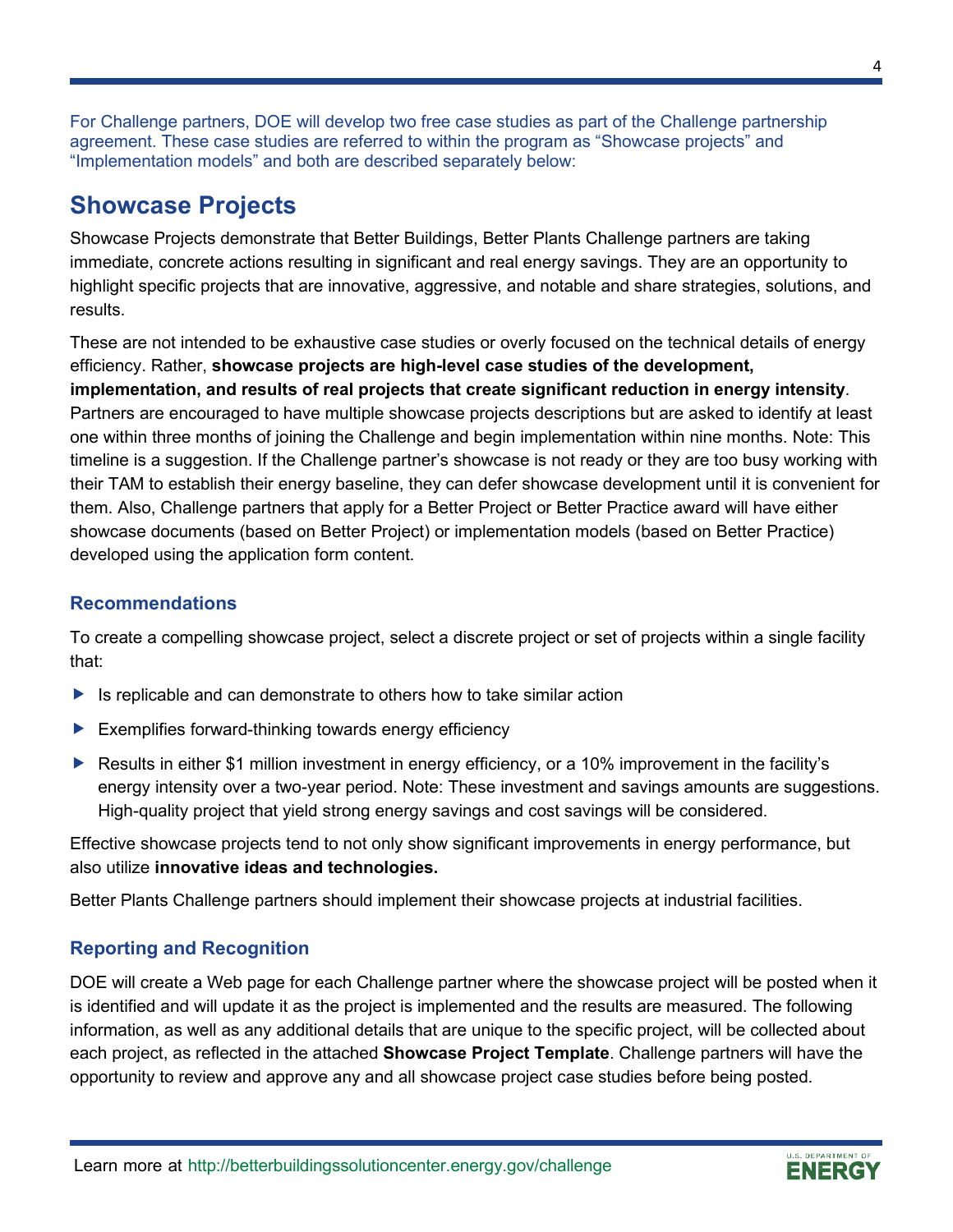For Challenge partners, DOE will develop two free case studies as part of the Challenge partnership agreement. These case studies are referred to within the program as “Showcase projects” and “Implementation models” and both are described separately below:

## Showcase Projects

Showcase Projects demonstrate that Better Buildings, Better Plants Challenge partners are taking immediate, concrete actions resulting in significant and real energy savings. They are an opportunity to highlight specific projects that are innovative, aggressive, and notable and share strategies, solutions, and results.

These are not intended to be exhaustive case studies or overly focused on the technical details of energy efficiency. Rather, **showcase projects are high-level case studies of the development, implementation, and results of real projects that create significant reduction in energy intensity**. Partners are encouraged to have multiple showcase projects descriptions but are asked to identify at least one within three months of joining the Challenge and begin implementation within nine months. Note: This timeline is a suggestion. If the Challenge partner’s showcase is not ready or they are too busy working with their TAM to establish their energy baseline, they can defer showcase development until it is convenient for them. Also, Challenge partners that apply for a Better Project or Better Practice award will have either showcase documents (based on Better Project) or implementation models (based on Better Practice) developed using the application form content.

### Recommendations

To create a compelling showcase project, select a discrete project or set of projects within a single facility that:

- Is replicable and can demonstrate to others how to take similar action
- Exemplifies forward-thinking towards energy efficiency
- Results in either $1 million investment in energy efficiency, or a 10% improvement in the facility’s energy intensity over a two-year period. Note: These investment and savings amounts are suggestions. High-quality project that yield strong energy savings and cost savings will be considered.

Effective showcase projects tend to not only show significant improvements in energy performance, but also utilize **innovative ideas and technologies.**

Better Plants Challenge partners should implement their showcase projects at industrial facilities.

### Reporting and Recognition

DOE will create a Web page for each Challenge partner where the showcase project will be posted when it is identified and will update it as the project is implemented and the results are measured. The following information, as well as any additional details that are unique to the specific project, will be collected about each project, as reflected in the attached **Showcase Project Template**. Challenge partners will have the opportunity to review and approve any and all showcase project case studies before being posted.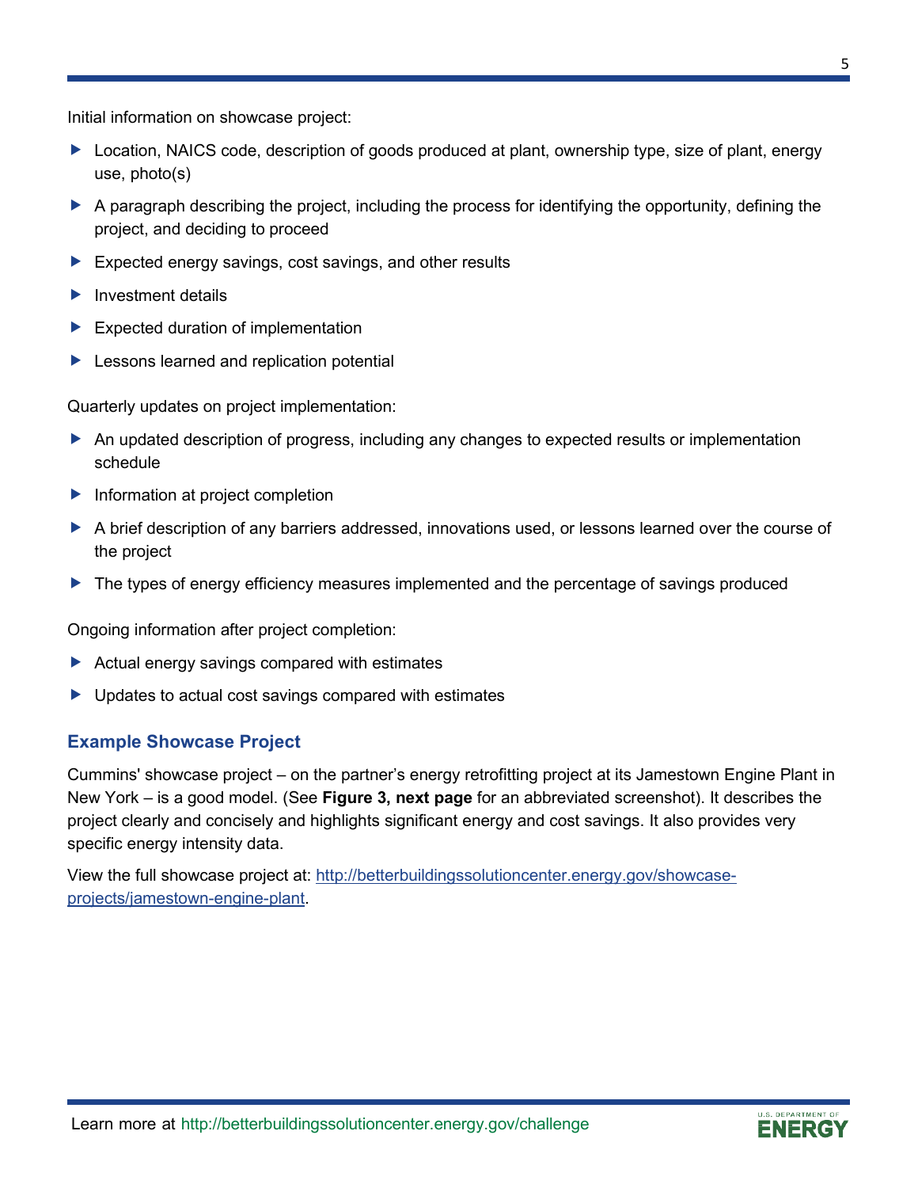Initial information on showcase project:

- Location, NAICS code, description of goods produced at plant, ownership type, size of plant, energy use, photo(s)
- A paragraph describing the project, including the process for identifying the opportunity, defining the project, and deciding to proceed
- Expected energy savings, cost savings, and other results
- Investment details
- Expected duration of implementation
- Lessons learned and replication potential

Quarterly updates on project implementation:

- An updated description of progress, including any changes to expected results or implementation schedule
- Information at project completion
- A brief description of any barriers addressed, innovations used, or lessons learned over the course of the project
- The types of energy efficiency measures implemented and the percentage of savings produced

Ongoing information after project completion:

- Actual energy savings compared with estimates
- Updates to actual cost savings compared with estimates

### Example Showcase Project

Cummins' showcase project – on the partner's energy retrofitting project at its Jamestown Engine Plant in New York – is a good model. (See **Figure 3, next page** for an abbreviated screenshot). It describes the project clearly and concisely and highlights significant energy and cost savings. It also provides very specific energy intensity data.

View the full showcase project at: [http://betterbuildingssolutioncenter.energy.gov/showcase-projects/jamestown-engine-plant](http://betterbuildingssolutioncenter.energy.gov/showcase-projects/jamestown-engine-plant).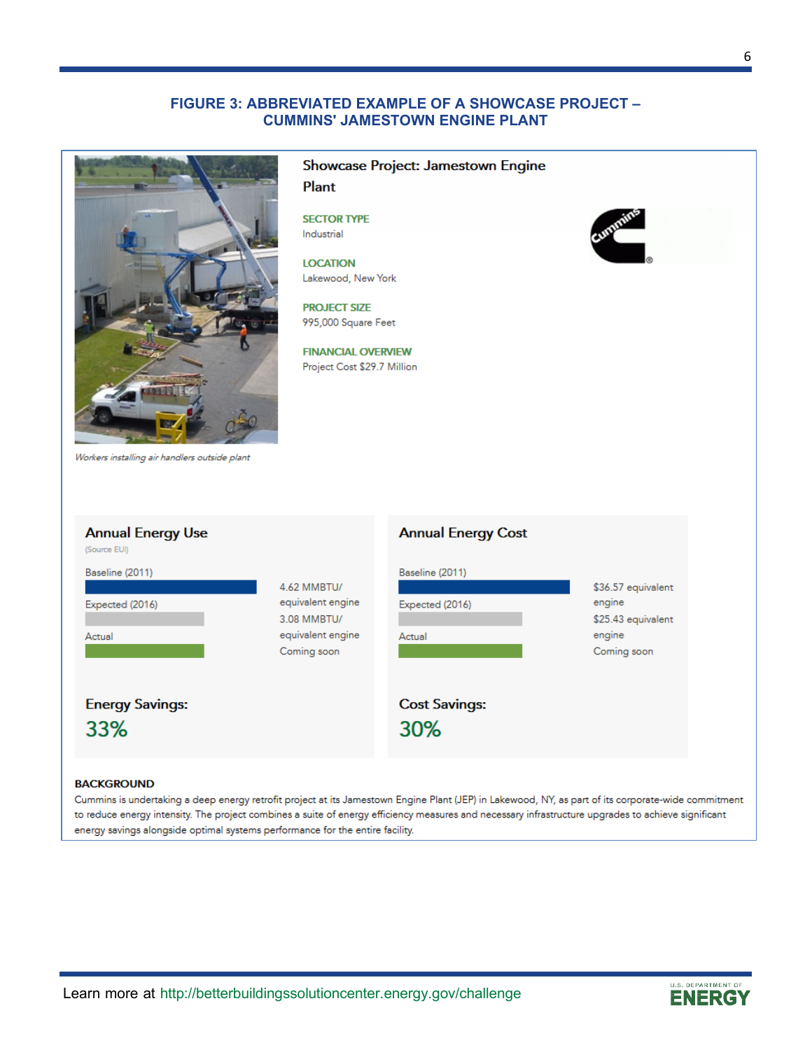## FIGURE 3: ABBREVIATED EXAMPLE OF A SHOWCASE PROJECT – CUMMINS' JAMESTOWN ENGINE PLANT

*Workers installing air handlers outside plant*

### Showcase Project: Jamestown Engine Plant

**SECTOR TYPE**
Industrial

**LOCATION**
Lakewood, New York

**PROJECT SIZE**
995,000 Square Feet

**FINANCIAL OVERVIEW**
Project Cost $29.7 Million

#### Annual Energy Use

(Source EUI)

| | |
|---|---|
| Baseline (2011) | 4.62 MMBTU/ equivalent engine |
| Expected (2016) | 3.08 MMBTU/ equivalent engine |
| Actual | Coming soon |

**Energy Savings:**
**33%**

#### Annual Energy Cost

| | |
|---|---|
| Baseline (2011) | $36.57 equivalent engine |
| Expected (2016) | $25.43 equivalent engine |
| Actual | Coming soon |

**Cost Savings:**
**30%**

**BACKGROUND**

Cummins is undertaking a deep energy retrofit project at its Jamestown Engine Plant (JEP) in Lakewood, NY, as part of its corporate-wide commitment to reduce energy intensity. The project combines a suite of energy efficiency measures and necessary infrastructure upgrades to achieve significant energy savings alongside optimal systems performance for the entire facility.

Learn more at http://betterbuildingssolutioncenter.energy.gov/challenge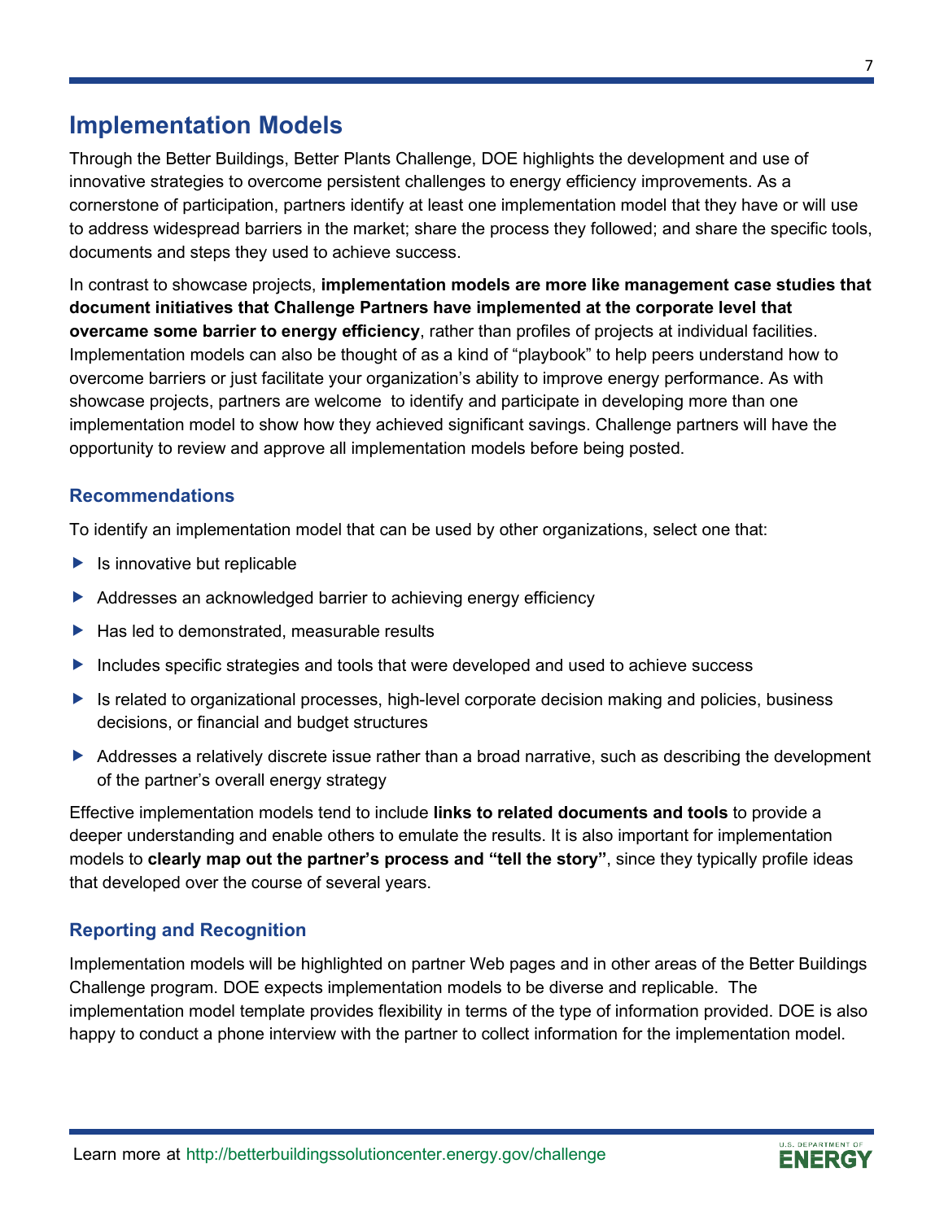## Implementation Models

Through the Better Buildings, Better Plants Challenge, DOE highlights the development and use of innovative strategies to overcome persistent challenges to energy efficiency improvements. As a cornerstone of participation, partners identify at least one implementation model that they have or will use to address widespread barriers in the market; share the process they followed; and share the specific tools, documents and steps they used to achieve success.

In contrast to showcase projects, **implementation models are more like management case studies that document initiatives that Challenge Partners have implemented at the corporate level that overcame some barrier to energy efficiency**, rather than profiles of projects at individual facilities. Implementation models can also be thought of as a kind of "playbook" to help peers understand how to overcome barriers or just facilitate your organization's ability to improve energy performance. As with showcase projects, partners are welcome to identify and participate in developing more than one implementation model to show how they achieved significant savings. Challenge partners will have the opportunity to review and approve all implementation models before being posted.

### Recommendations

To identify an implementation model that can be used by other organizations, select one that:

- Is innovative but replicable
- Addresses an acknowledged barrier to achieving energy efficiency
- Has led to demonstrated, measurable results
- Includes specific strategies and tools that were developed and used to achieve success
- Is related to organizational processes, high-level corporate decision making and policies, business decisions, or financial and budget structures
- Addresses a relatively discrete issue rather than a broad narrative, such as describing the development of the partner's overall energy strategy

Effective implementation models tend to include **links to related documents and tools** to provide a deeper understanding and enable others to emulate the results. It is also important for implementation models to **clearly map out the partner's process and "tell the story"**, since they typically profile ideas that developed over the course of several years.

### Reporting and Recognition

Implementation models will be highlighted on partner Web pages and in other areas of the Better Buildings Challenge program. DOE expects implementation models to be diverse and replicable. The implementation model template provides flexibility in terms of the type of information provided. DOE is also happy to conduct a phone interview with the partner to collect information for the implementation model.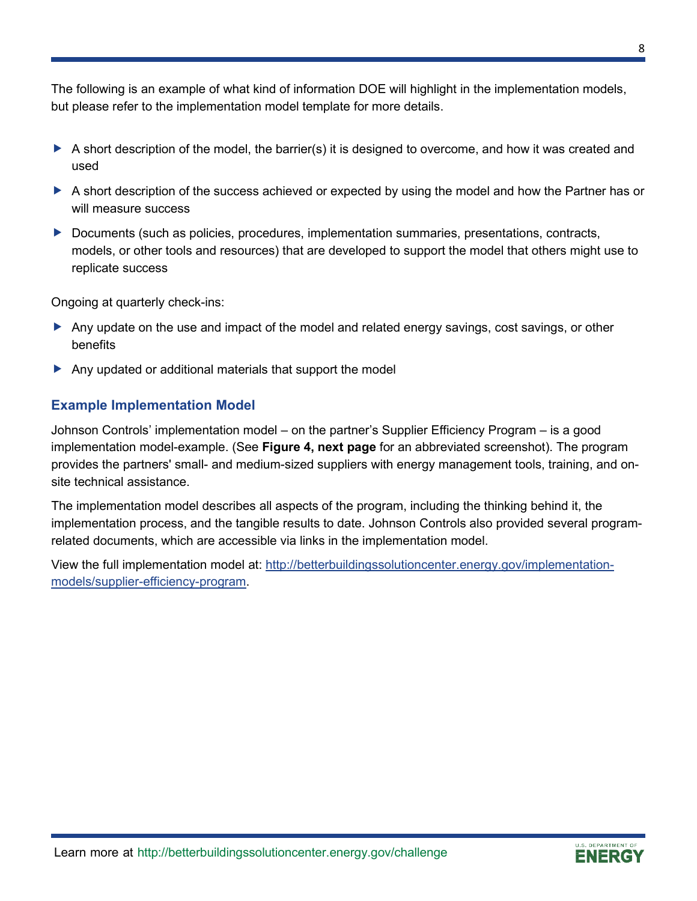The following is an example of what kind of information DOE will highlight in the implementation models, but please refer to the implementation model template for more details.

- A short description of the model, the barrier(s) it is designed to overcome, and how it was created and used
- A short description of the success achieved or expected by using the model and how the Partner has or will measure success
- Documents (such as policies, procedures, implementation summaries, presentations, contracts, models, or other tools and resources) that are developed to support the model that others might use to replicate success

Ongoing at quarterly check-ins:

- Any update on the use and impact of the model and related energy savings, cost savings, or other benefits
- Any updated or additional materials that support the model

### Example Implementation Model

Johnson Controls' implementation model – on the partner's Supplier Efficiency Program – is a good implementation model-example. (See **Figure 4, next page** for an abbreviated screenshot). The program provides the partners' small- and medium-sized suppliers with energy management tools, training, and on-site technical assistance.

The implementation model describes all aspects of the program, including the thinking behind it, the implementation process, and the tangible results to date. Johnson Controls also provided several program-related documents, which are accessible via links in the implementation model.

View the full implementation model at: [http://betterbuildingssolutioncenter.energy.gov/implementation-models/supplier-efficiency-program](http://betterbuildingssolutioncenter.energy.gov/implementation-models/supplier-efficiency-program).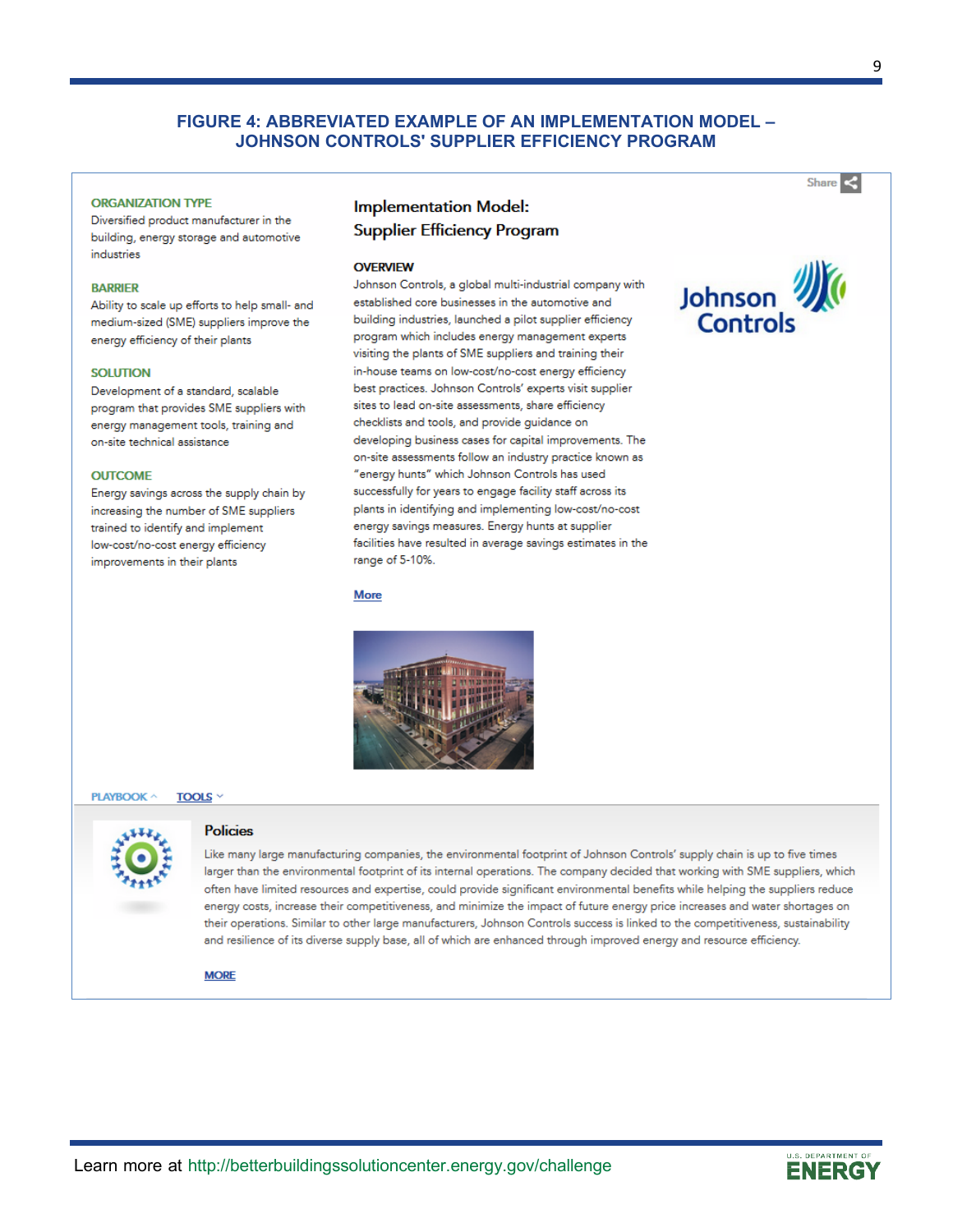## FIGURE 4: ABBREVIATED EXAMPLE OF AN IMPLEMENTATION MODEL – JOHNSON CONTROLS' SUPPLIER EFFICIENCY PROGRAM

Share

**ORGANIZATION TYPE**

Diversified product manufacturer in the building, energy storage and automotive industries

**BARRIER**

Ability to scale up efforts to help small- and medium-sized (SME) suppliers improve the energy efficiency of their plants

**SOLUTION**

Development of a standard, scalable program that provides SME suppliers with energy management tools, training and on-site technical assistance

**OUTCOME**

Energy savings across the supply chain by increasing the number of SME suppliers trained to identify and implement low-cost/no-cost energy efficiency improvements in their plants

### Implementation Model: Supplier Efficiency Program

**OVERVIEW**

Johnson Controls, a global multi-industrial company with established core businesses in the automotive and building industries, launched a pilot supplier efficiency program which includes energy management experts visiting the plants of SME suppliers and training their in-house teams on low-cost/no-cost energy efficiency best practices. Johnson Controls' experts visit supplier sites to lead on-site assessments, share efficiency checklists and tools, and provide guidance on developing business cases for capital improvements. The on-site assessments follow an industry practice known as "energy hunts" which Johnson Controls has used successfully for years to engage facility staff across its plants in identifying and implementing low-cost/no-cost energy savings measures. Energy hunts at supplier facilities have resulted in average savings estimates in the range of 5-10%.

More

Johnson Controls

PLAYBOOK ^ TOOLS ˅

**Policies**

Like many large manufacturing companies, the environmental footprint of Johnson Controls' supply chain is up to five times larger than the environmental footprint of its internal operations. The company decided that working with SME suppliers, which often have limited resources and expertise, could provide significant environmental benefits while helping the suppliers reduce energy costs, increase their competitiveness, and minimize the impact of future energy price increases and water shortages on their operations. Similar to other large manufacturers, Johnson Controls success is linked to the competitiveness, sustainability and resilience of its diverse supply base, all of which are enhanced through improved energy and resource efficiency.

MORE

Learn more at http://betterbuildingssolutioncenter.energy.gov/challenge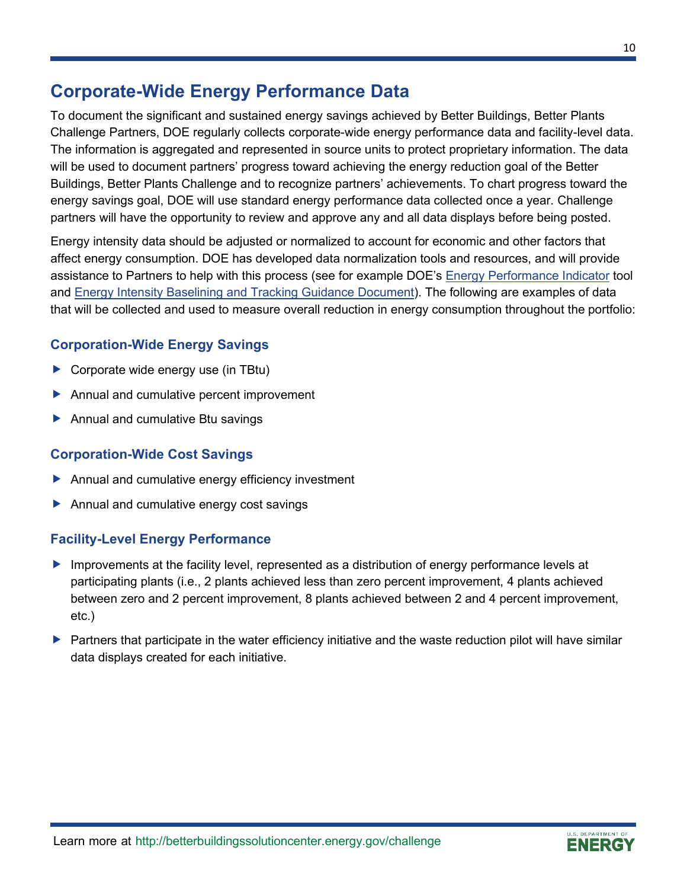## Corporate-Wide Energy Performance Data

To document the significant and sustained energy savings achieved by Better Buildings, Better Plants Challenge Partners, DOE regularly collects corporate-wide energy performance data and facility-level data. The information is aggregated and represented in source units to protect proprietary information. The data will be used to document partners' progress toward achieving the energy reduction goal of the Better Buildings, Better Plants Challenge and to recognize partners' achievements. To chart progress toward the energy savings goal, DOE will use standard energy performance data collected once a year. Challenge partners will have the opportunity to review and approve any and all data displays before being posted.

Energy intensity data should be adjusted or normalized to account for economic and other factors that affect energy consumption. DOE has developed data normalization tools and resources, and will provide assistance to Partners to help with this process (see for example DOE's Energy Performance Indicator tool and Energy Intensity Baselining and Tracking Guidance Document). The following are examples of data that will be collected and used to measure overall reduction in energy consumption throughout the portfolio:

### Corporation-Wide Energy Savings

- Corporate wide energy use (in TBtu)
- Annual and cumulative percent improvement
- Annual and cumulative Btu savings

### Corporation-Wide Cost Savings

- Annual and cumulative energy efficiency investment
- Annual and cumulative energy cost savings

### Facility-Level Energy Performance

- Improvements at the facility level, represented as a distribution of energy performance levels at participating plants (i.e., 2 plants achieved less than zero percent improvement, 4 plants achieved between zero and 2 percent improvement, 8 plants achieved between 2 and 4 percent improvement, etc.)
- Partners that participate in the water efficiency initiative and the waste reduction pilot will have similar data displays created for each initiative.

Learn more at http://betterbuildingssolutioncenter.energy.gov/challenge